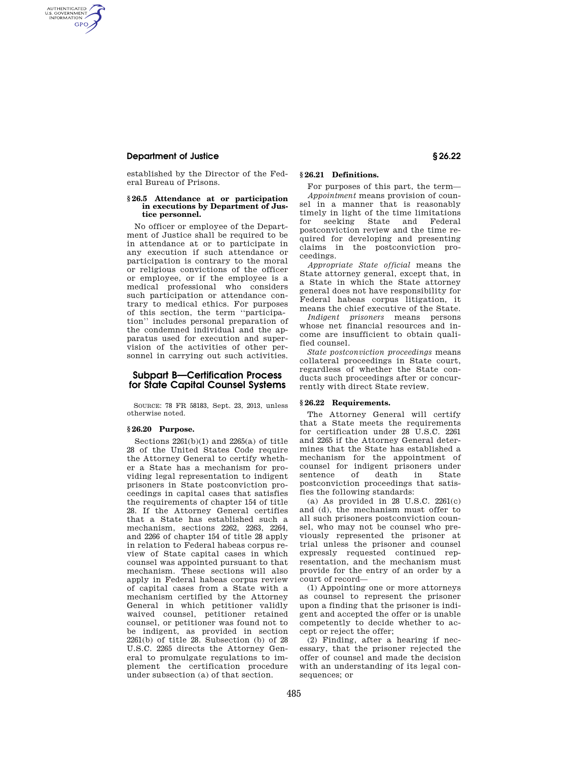established by the Director of the Federal Bureau of Prisons.

**§ 26.5 Attendance at or participation in executions by Department of Justice personnel.**

No officer or employee of the Department of Justice shall be required to be in attendance at or to participate in any execution if such attendance or participation is contrary to the moral or religious convictions of the officer or employee, or if the employee is a medical professional who considers such participation or attendance contrary to medical ethics. For purposes of this section, the term "participation" includes personal preparation of the condemned individual and the apparatus used for execution and supervision of the activities of other personnel in carrying out such activities.

## Subpart B—Certification Process for State Capital Counsel Systems

SOURCE: 78 FR 58183, Sept. 23, 2013, unless otherwise noted.

**§ 26.20 Purpose.**

Sections 2261(b)(1) and 2265(a) of title 28 of the United States Code require the Attorney General to certify whether a State has a mechanism for providing legal representation to indigent prisoners in State postconviction proceedings in capital cases that satisfies the requirements of chapter 154 of title 28. If the Attorney General certifies that a State has established such a mechanism, sections 2262, 2263, 2264, and 2266 of chapter 154 of title 28 apply in relation to Federal habeas corpus review of State capital cases in which counsel was appointed pursuant to that mechanism. These sections will also apply in Federal habeas corpus review of capital cases from a State with a mechanism certified by the Attorney General in which petitioner validly waived counsel, petitioner retained counsel, or petitioner was found not to be indigent, as provided in section 2261(b) of title 28. Subsection (b) of 28 U.S.C. 2265 directs the Attorney General to promulgate regulations to implement the certification procedure under subsection (a) of that section.

**§ 26.21 Definitions.**

For purposes of this part, the term—

*Appointment* means provision of counsel in a manner that is reasonably timely in light of the time limitations for seeking State and Federal postconviction review and the time required for developing and presenting claims in the postconviction proceedings.

*Appropriate State official* means the State attorney general, except that, in a State in which the State attorney general does not have responsibility for Federal habeas corpus litigation, it means the chief executive of the State.

*Indigent prisoners* means persons whose net financial resources and income are insufficient to obtain qualified counsel.

*State postconviction proceedings* means collateral proceedings in State court, regardless of whether the State conducts such proceedings after or concurrently with direct State review.

**§ 26.22 Requirements.**

The Attorney General will certify that a State meets the requirements for certification under 28 U.S.C. 2261 and 2265 if the Attorney General determines that the State has established a mechanism for the appointment of counsel for indigent prisoners under sentence of death in State postconviction proceedings that satisfies the following standards:

(a) As provided in 28 U.S.C. 2261(c) and (d), the mechanism must offer to all such prisoners postconviction counsel, who may not be counsel who previously represented the prisoner at trial unless the prisoner and counsel expressly requested continued representation, and the mechanism must provide for the entry of an order by a court of record—

(1) Appointing one or more attorneys as counsel to represent the prisoner upon a finding that the prisoner is indigent and accepted the offer or is unable competently to decide whether to accept or reject the offer;

(2) Finding, after a hearing if necessary, that the prisoner rejected the offer of counsel and made the decision with an understanding of its legal consequences; or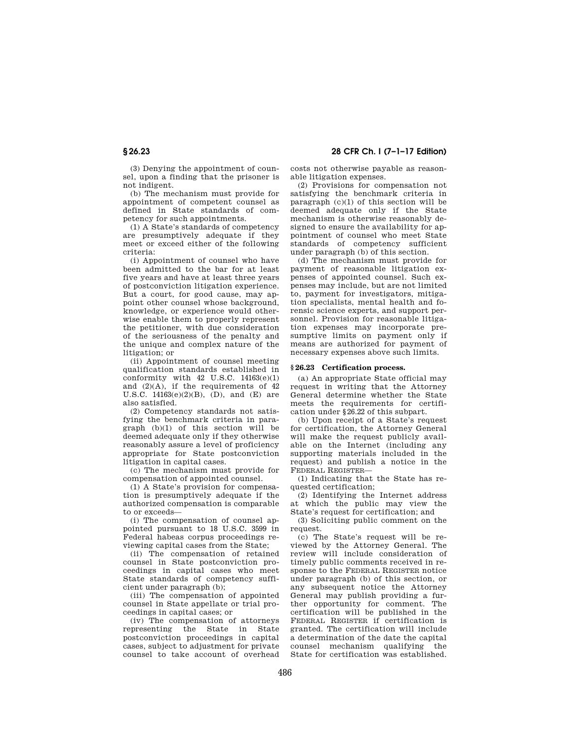(3) Denying the appointment of counsel, upon a finding that the prisoner is not indigent.

(b) The mechanism must provide for appointment of competent counsel as defined in State standards of competency for such appointments.

(1) A State's standards of competency are presumptively adequate if they meet or exceed either of the following criteria:

(i) Appointment of counsel who have been admitted to the bar for at least five years and have at least three years of postconviction litigation experience. But a court, for good cause, may appoint other counsel whose background, knowledge, or experience would otherwise enable them to properly represent the petitioner, with due consideration of the seriousness of the penalty and the unique and complex nature of the litigation; or

(ii) Appointment of counsel meeting qualification standards established in conformity with 42 U.S.C. 14163(e)(1) and (2)(A), if the requirements of 42 U.S.C. 14163(e)(2)(B), (D), and (E) are also satisfied.

(2) Competency standards not satisfying the benchmark criteria in paragraph (b)(1) of this section will be deemed adequate only if they otherwise reasonably assure a level of proficiency appropriate for State postconviction litigation in capital cases.

(c) The mechanism must provide for compensation of appointed counsel.

(1) A State's provision for compensation is presumptively adequate if the authorized compensation is comparable to or exceeds—

(i) The compensation of counsel appointed pursuant to 18 U.S.C. 3599 in Federal habeas corpus proceedings reviewing capital cases from the State;

(ii) The compensation of retained counsel in State postconviction proceedings in capital cases who meet State standards of competency sufficient under paragraph (b);

(iii) The compensation of appointed counsel in State appellate or trial proceedings in capital cases; or

(iv) The compensation of attorneys representing the State in State postconviction proceedings in capital cases, subject to adjustment for private counsel to take account of overhead costs not otherwise payable as reasonable litigation expenses.

(2) Provisions for compensation not satisfying the benchmark criteria in paragraph (c)(1) of this section will be deemed adequate only if the State mechanism is otherwise reasonably designed to ensure the availability for appointment of counsel who meet State standards of competency sufficient under paragraph (b) of this section.

(d) The mechanism must provide for payment of reasonable litigation expenses of appointed counsel. Such expenses may include, but are not limited to, payment for investigators, mitigation specialists, mental health and forensic science experts, and support personnel. Provision for reasonable litigation expenses may incorporate presumptive limits on payment only if means are authorized for payment of necessary expenses above such limits.

### § 26.23 Certification process.

(a) An appropriate State official may request in writing that the Attorney General determine whether the State meets the requirements for certification under §26.22 of this subpart.

(b) Upon receipt of a State's request for certification, the Attorney General will make the request publicly available on the Internet (including any supporting materials included in the request) and publish a notice in the FEDERAL REGISTER—

(1) Indicating that the State has requested certification;

(2) Identifying the Internet address at which the public may view the State's request for certification; and

(3) Soliciting public comment on the request.

(c) The State's request will be reviewed by the Attorney General. The review will include consideration of timely public comments received in response to the FEDERAL REGISTER notice under paragraph (b) of this section, or any subsequent notice the Attorney General may publish providing a further opportunity for comment. The certification will be published in the FEDERAL REGISTER if certification is granted. The certification will include a determination of the date the capital counsel mechanism qualifying the State for certification was established.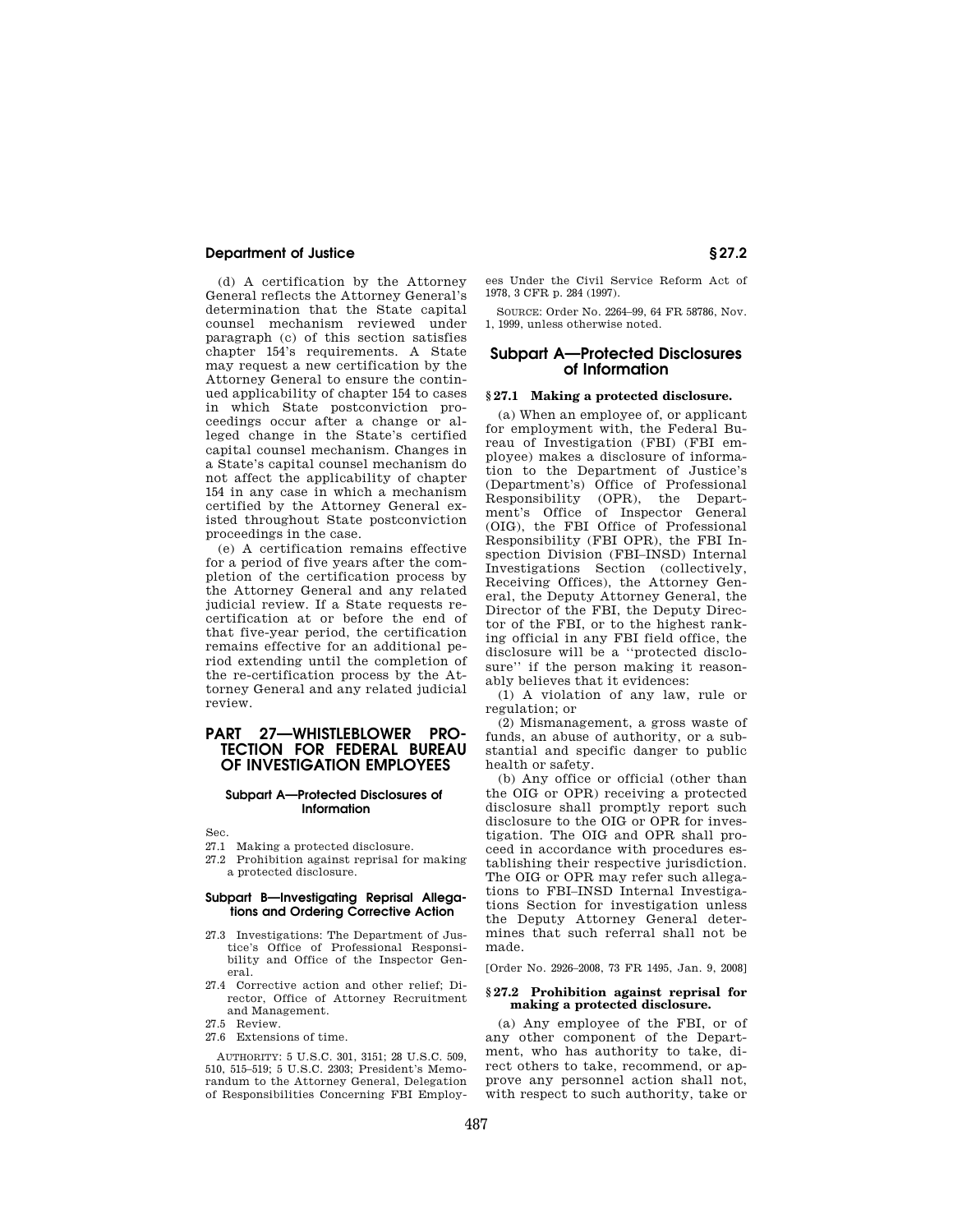(d) A certification by the Attorney General reflects the Attorney General's determination that the State capital counsel mechanism reviewed under paragraph (c) of this section satisfies chapter 154's requirements. A State may request a new certification by the Attorney General to ensure the continued applicability of chapter 154 to cases in which State postconviction proceedings occur after a change or alleged change in the State's certified capital counsel mechanism. Changes in a State's capital counsel mechanism do not affect the applicability of chapter 154 in any case in which a mechanism certified by the Attorney General existed throughout State postconviction proceedings in the case.

(e) A certification remains effective for a period of five years after the completion of the certification process by the Attorney General and any related judicial review. If a State requests recertification at or before the end of that five-year period, the certification remains effective for an additional period extending until the completion of the re-certification process by the Attorney General and any related judicial review.

# PART 27—WHISTLEBLOWER PROTECTION FOR FEDERAL BUREAU OF INVESTIGATION EMPLOYEES

### Subpart A—Protected Disclosures of Information

Sec.

27.1 Making a protected disclosure.

27.2 Prohibition against reprisal for making a protected disclosure.

### Subpart B—Investigating Reprisal Allegations and Ordering Corrective Action

27.3 Investigations: The Department of Justice's Office of Professional Responsibility and Office of the Inspector General.

27.4 Corrective action and other relief; Director, Office of Attorney Recruitment and Management.

27.5 Review.

27.6 Extensions of time.

AUTHORITY: 5 U.S.C. 301, 3151; 28 U.S.C. 509, 510, 515–519; 5 U.S.C. 2303; President's Memorandum to the Attorney General, Delegation of Responsibilities Concerning FBI Employees Under the Civil Service Reform Act of 1978, 3 CFR p. 284 (1997).

SOURCE: Order No. 2264–99, 64 FR 58786, Nov. 1, 1999, unless otherwise noted.

## Subpart A—Protected Disclosures of Information

### § 27.1 Making a protected disclosure.

(a) When an employee of, or applicant for employment with, the Federal Bureau of Investigation (FBI) (FBI employee) makes a disclosure of information to the Department of Justice's (Department's) Office of Professional Responsibility (OPR), the Department's Office of Inspector General (OIG), the FBI Office of Professional Responsibility (FBI OPR), the FBI Inspection Division (FBI–INSD) Internal Investigations Section (collectively, Receiving Offices), the Attorney General, the Deputy Attorney General, the Director of the FBI, the Deputy Director of the FBI, or to the highest ranking official in any FBI field office, the disclosure will be a ''protected disclosure'' if the person making it reasonably believes that it evidences:

(1) A violation of any law, rule or regulation; or

(2) Mismanagement, a gross waste of funds, an abuse of authority, or a substantial and specific danger to public health or safety.

(b) Any office or official (other than the OIG or OPR) receiving a protected disclosure shall promptly report such disclosure to the OIG or OPR for investigation. The OIG and OPR shall proceed in accordance with procedures establishing their respective jurisdiction. The OIG or OPR may refer such allegations to FBI–INSD Internal Investigations Section for investigation unless the Deputy Attorney General determines that such referral shall not be made.

[Order No. 2926–2008, 73 FR 1495, Jan. 9, 2008]

### § 27.2 Prohibition against reprisal for making a protected disclosure.

(a) Any employee of the FBI, or of any other component of the Department, who has authority to take, direct others to take, recommend, or approve any personnel action shall not, with respect to such authority, take or